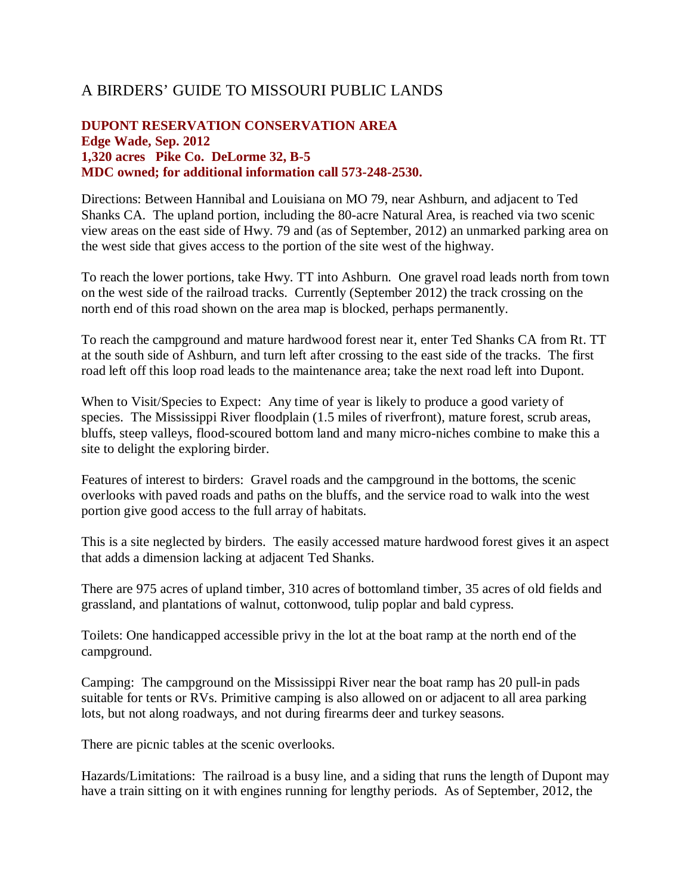# A BIRDERS' GUIDE TO MISSOURI PUBLIC LANDS

## DUPONT RESERVATION CONSERVATION AREA

**Edge Wade, Sep. 2012**
**1,320 acres Pike Co. DeLorme 32, B-5**
**MDC owned; for additional information call 573-248-2530.**

Directions: Between Hannibal and Louisiana on MO 79, near Ashburn, and adjacent to Ted Shanks CA. The upland portion, including the 80-acre Natural Area, is reached via two scenic view areas on the east side of Hwy. 79 and (as of September, 2012) an unmarked parking area on the west side that gives access to the portion of the site west of the highway.

To reach the lower portions, take Hwy. TT into Ashburn. One gravel road leads north from town on the west side of the railroad tracks. Currently (September 2012) the track crossing on the north end of this road shown on the area map is blocked, perhaps permanently.

To reach the campground and mature hardwood forest near it, enter Ted Shanks CA from Rt. TT at the south side of Ashburn, and turn left after crossing to the east side of the tracks. The first road left off this loop road leads to the maintenance area; take the next road left into Dupont.

When to Visit/Species to Expect: Any time of year is likely to produce a good variety of species. The Mississippi River floodplain (1.5 miles of riverfront), mature forest, scrub areas, bluffs, steep valleys, flood-scoured bottom land and many micro-niches combine to make this a site to delight the exploring birder.

Features of interest to birders: Gravel roads and the campground in the bottoms, the scenic overlooks with paved roads and paths on the bluffs, and the service road to walk into the west portion give good access to the full array of habitats.

This is a site neglected by birders. The easily accessed mature hardwood forest gives it an aspect that adds a dimension lacking at adjacent Ted Shanks.

There are 975 acres of upland timber, 310 acres of bottomland timber, 35 acres of old fields and grassland, and plantations of walnut, cottonwood, tulip poplar and bald cypress.

Toilets: One handicapped accessible privy in the lot at the boat ramp at the north end of the campground.

Camping: The campground on the Mississippi River near the boat ramp has 20 pull-in pads suitable for tents or RVs. Primitive camping is also allowed on or adjacent to all area parking lots, but not along roadways, and not during firearms deer and turkey seasons.

There are picnic tables at the scenic overlooks.

Hazards/Limitations: The railroad is a busy line, and a siding that runs the length of Dupont may have a train sitting on it with engines running for lengthy periods. As of September, 2012, the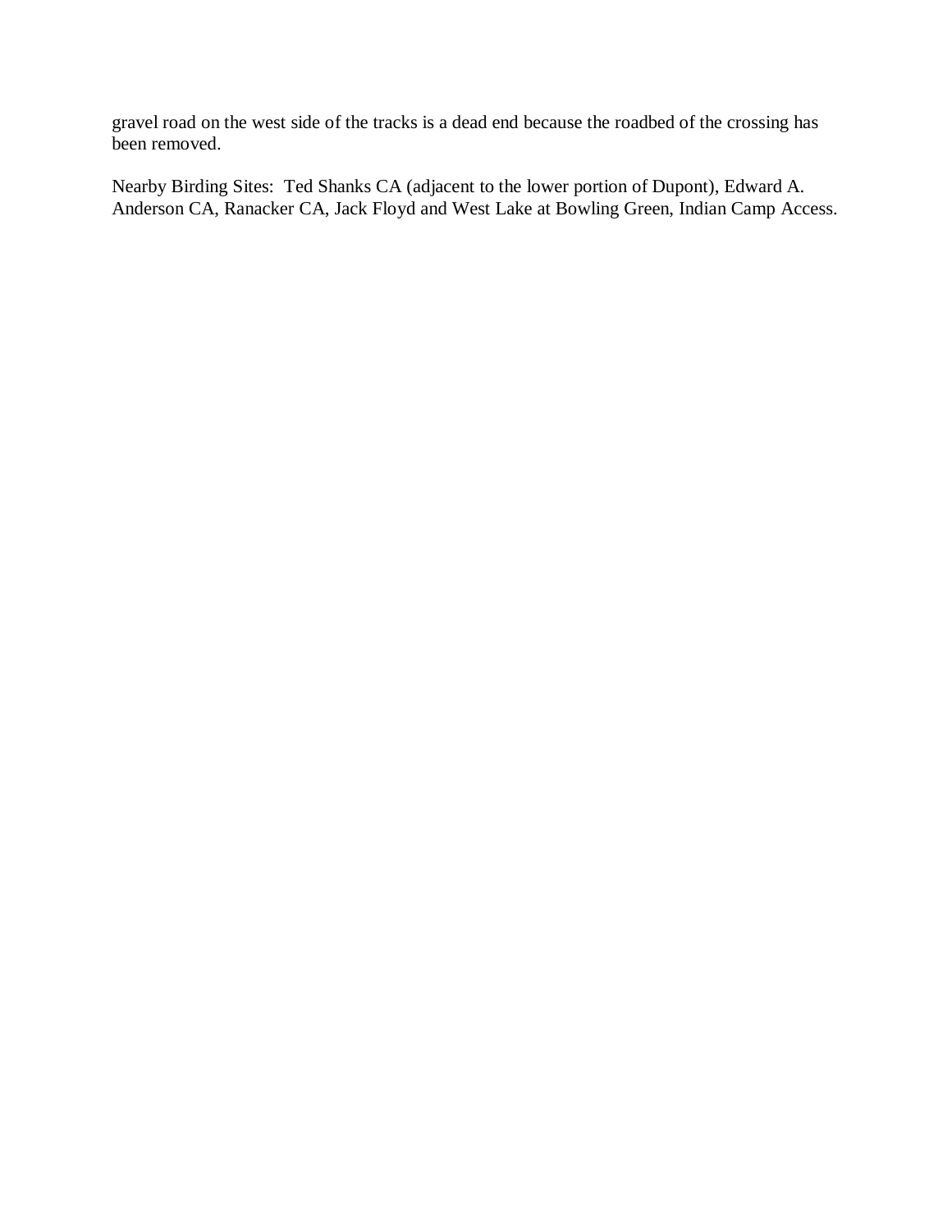gravel road on the west side of the tracks is a dead end because the roadbed of the crossing has been removed.

Nearby Birding Sites: Ted Shanks CA (adjacent to the lower portion of Dupont), Edward A. Anderson CA, Ranacker CA, Jack Floyd and West Lake at Bowling Green, Indian Camp Access.